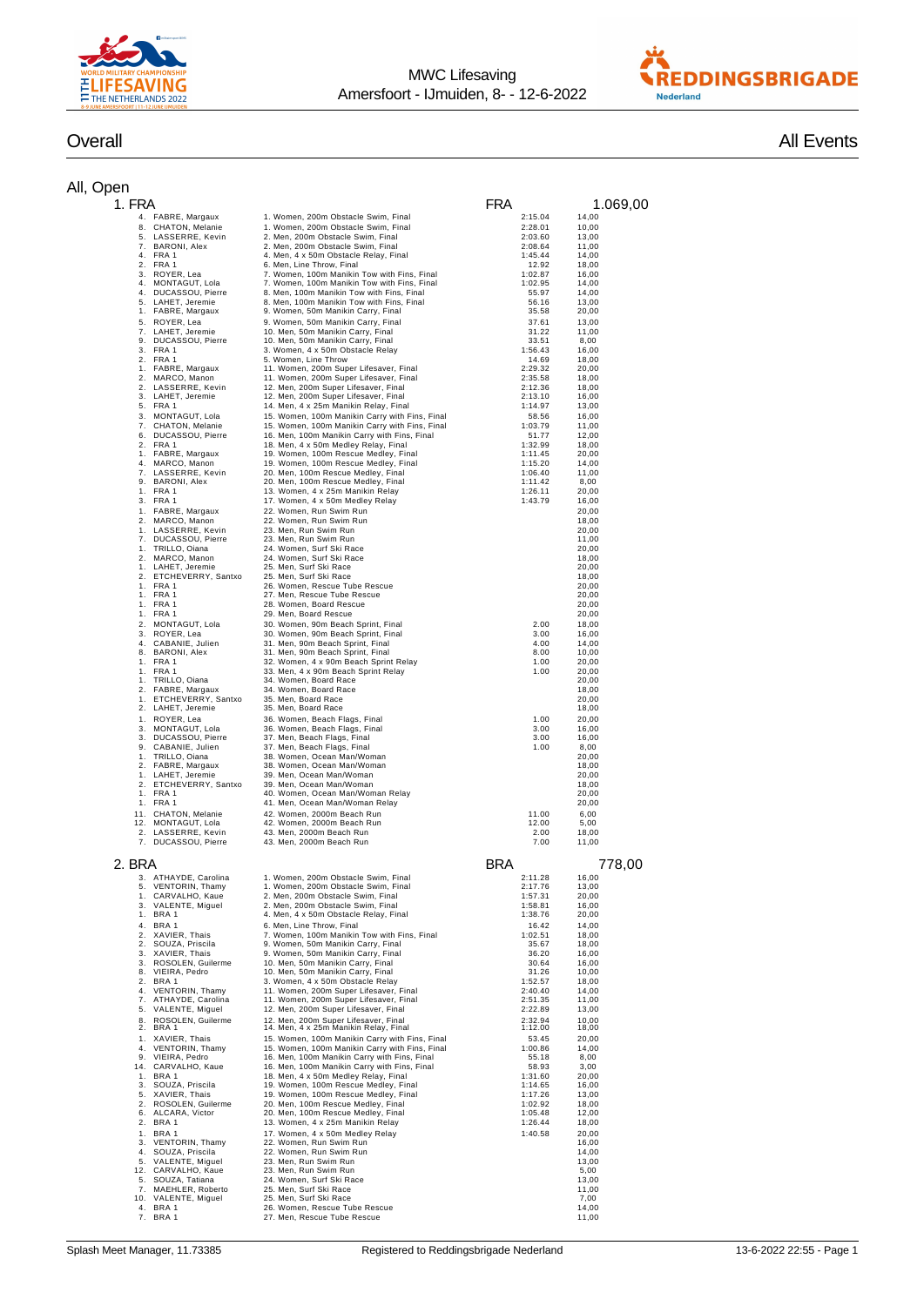MWC Lifesaving
Amersfoort - IJmuiden, 8- - 12-6-2022

# Overall

All Events

## All, Open

### 1. FRA — FRA — 1.069,00

| Place | Name | Event | Time | Points |
|---|---|---|---|---|
| 4. | FABRE, Margaux | 1. Women, 200m Obstacle Swim, Final | 2:15.04 | 14,00 |
| 8. | CHATON, Melanie | 1. Women, 200m Obstacle Swim, Final | 2:28.01 | 10,00 |
| 5. | LASSERRE, Kevin | 2. Men, 200m Obstacle Swim, Final | 2:03.60 | 13,00 |
| 7. | BARONI, Alex | 2. Men, 200m Obstacle Swim, Final | 2:08.64 | 11,00 |
| 4. | FRA 1 | 4. Men, 4 x 50m Obstacle Relay, Final | 1:45.44 | 14,00 |
| 2. | FRA 1 | 6. Men, Line Throw, Final | 12.92 | 18,00 |
| 3. | ROYER, Lea | 7. Women, 100m Manikin Tow with Fins, Final | 1:02.87 | 16,00 |
| 4. | MONTAGUT, Lola | 7. Women, 100m Manikin Tow with Fins, Final | 1:02.95 | 14,00 |
| 4. | DUCASSOU, Pierre | 8. Men, 100m Manikin Tow with Fins, Final | 55.97 | 14,00 |
| 5. | LAHET, Jeremie | 8. Men, 100m Manikin Tow with Fins, Final | 56.16 | 13,00 |
| 1. | FABRE, Margaux | 9. Women, 50m Manikin Carry, Final | 35.58 | 20,00 |
| 5. | ROYER, Lea | 9. Women, 50m Manikin Carry, Final | 37.61 | 13,00 |
| 7. | LAHET, Jeremie | 10. Men, 50m Manikin Carry, Final | 31.22 | 11,00 |
| 9. | DUCASSOU, Pierre | 10. Men, 50m Manikin Carry, Final | 33.51 | 8,00 |
| 3. | FRA 1 | 3. Women, 4 x 50m Obstacle Relay | 1:56.43 | 16,00 |
| 2. | FRA 1 | 5. Women, Line Throw | 14.69 | 18,00 |
| 1. | FABRE, Margaux | 11. Women, 200m Super Lifesaver, Final | 2:29.32 | 20,00 |
| 2. | MARCO, Manon | 11. Women, 200m Super Lifesaver, Final | 2:35.58 | 18,00 |
| 2. | LASSERRE, Kevin | 12. Men, 200m Super Lifesaver, Final | 2:12.36 | 18,00 |
| 3. | LAHET, Jeremie | 12. Men, 200m Super Lifesaver, Final | 2:13.10 | 16,00 |
| 5. | FRA 1 | 14. Men, 4 x 25m Manikin Relay, Final | 1:14.97 | 13,00 |
| 3. | MONTAGUT, Lola | 15. Women, 100m Manikin Carry with Fins, Final | 58.56 | 16,00 |
| 7. | CHATON, Melanie | 15. Women, 100m Manikin Carry with Fins, Final | 1:03.79 | 11,00 |
| 6. | DUCASSOU, Pierre | 16. Men, 100m Manikin Carry with Fins, Final | 51.77 | 12,00 |
| 2. | FRA 1 | 18. Men, 4 x 50m Medley Relay, Final | 1:32.99 | 18,00 |
| 1. | FABRE, Margaux | 19. Women, 100m Rescue Medley, Final | 1:11.45 | 20,00 |
| 4. | MARCO, Manon | 19. Women, 100m Rescue Medley, Final | 1:15.20 | 14,00 |
| 7. | LASSERRE, Kevin | 20. Men, 100m Rescue Medley, Final | 1:06.40 | 11,00 |
| 9. | BARONI, Alex | 20. Men, 100m Rescue Medley, Final | 1:11.42 | 8,00 |
| 1. | FRA 1 | 13. Women, 4 x 25m Manikin Relay | 1:26.11 | 20,00 |
| 3. | FRA 1 | 17. Women, 4 x 50m Medley Relay | 1:43.79 | 16,00 |
| 1. | FABRE, Margaux | 22. Women, Run Swim Run | | 20,00 |
| 2. | MARCO, Manon | 22. Women, Run Swim Run | | 18,00 |
| 1. | LASSERRE, Kevin | 23. Men, Run Swim Run | | 20,00 |
| 7. | DUCASSOU, Pierre | 23. Men, Run Swim Run | | 11,00 |
| 1. | TRILLO, Oiana | 24. Women, Surf Ski Race | | 20,00 |
| 2. | MARCO, Manon | 24. Women, Surf Ski Race | | 18,00 |
| 1. | LAHET, Jeremie | 25. Men, Surf Ski Race | | 20,00 |
| 2. | ETCHEVERRY, Santxo | 25. Men, Surf Ski Race | | 18,00 |
| 1. | FRA 1 | 26. Women, Rescue Tube Rescue | | 20,00 |
| 1. | FRA 1 | 27. Men, Rescue Tube Rescue | | 20,00 |
| 1. | FRA 1 | 28. Women, Board Rescue | | 20,00 |
| 1. | FRA 1 | 29. Men, Board Rescue | | 20,00 |
| 2. | MONTAGUT, Lola | 30. Women, 90m Beach Sprint, Final | 2.00 | 18,00 |
| 3. | ROYER, Lea | 30. Women, 90m Beach Sprint, Final | 3.00 | 16,00 |
| 4. | CABANIE, Julien | 31. Men, 90m Beach Sprint, Final | 4.00 | 14,00 |
| 8. | BARONI, Alex | 31. Men, 90m Beach Sprint, Final | 8.00 | 10,00 |
| 1. | FRA 1 | 32. Women, 4 x 90m Beach Sprint Relay | 1.00 | 20,00 |
| 1. | FRA 1 | 33. Men, 4 x 90m Beach Sprint Relay | 1.00 | 20,00 |
| 1. | TRILLO, Oiana | 34. Women, Board Race | | 20,00 |
| 2. | FABRE, Margaux | 34. Women, Board Race | | 18,00 |
| 1. | ETCHEVERRY, Santxo | 35. Men, Board Race | | 20,00 |
| 2. | LAHET, Jeremie | 35. Men, Board Race | | 18,00 |
| 1. | ROYER, Lea | 36. Women, Beach Flags, Final | 1.00 | 20,00 |
| 3. | MONTAGUT, Lola | 36. Women, Beach Flags, Final | 3.00 | 16,00 |
| 3. | DUCASSOU, Pierre | 37. Men, Beach Flags, Final | 3.00 | 16,00 |
| 9. | CABANIE, Julien | 37. Men, Beach Flags, Final | 1.00 | 8,00 |
| 1. | TRILLO, Oiana | 38. Women, Ocean Man/Woman | | 20,00 |
| 2. | FABRE, Margaux | 38. Women, Ocean Man/Woman | | 18,00 |
| 1. | LAHET, Jeremie | 39. Men, Ocean Man/Woman | | 20,00 |
| 2. | ETCHEVERRY, Santxo | 39. Men, Ocean Man/Woman | | 18,00 |
| 1. | FRA 1 | 40. Women, Ocean Man/Woman Relay | | 20,00 |
| 1. | FRA 1 | 41. Men, Ocean Man/Woman Relay | | 20,00 |
| 11. | CHATON, Melanie | 42. Women, 2000m Beach Run | 11.00 | 6,00 |
| 12. | MONTAGUT, Lola | 42. Women, 2000m Beach Run | 12.00 | 5,00 |
| 2. | LASSERRE, Kevin | 43. Men, 2000m Beach Run | 2.00 | 18,00 |
| 7. | DUCASSOU, Pierre | 43. Men, 2000m Beach Run | 7.00 | 11,00 |

### 2. BRA — BRA — 778,00

| Place | Name | Event | Time | Points |
|---|---|---|---|---|
| 3. | ATHAYDE, Carolina | 1. Women, 200m Obstacle Swim, Final | 2:11.28 | 16,00 |
| 5. | VENTORIN, Thamy | 1. Women, 200m Obstacle Swim, Final | 2:17.76 | 13,00 |
| 1. | CARVALHO, Kaue | 2. Men, 200m Obstacle Swim, Final | 1:57.31 | 20,00 |
| 3. | VALENTE, Miguel | 2. Men, 200m Obstacle Swim, Final | 1:58.81 | 16,00 |
| 1. | BRA 1 | 4. Men, 4 x 50m Obstacle Relay, Final | 1:38.76 | 20,00 |
| 4. | BRA 1 | 6. Men, Line Throw, Final | 16.42 | 14,00 |
| 2. | XAVIER, Thais | 7. Women, 100m Manikin Tow with Fins, Final | 1:02.51 | 18,00 |
| 2. | SOUZA, Priscila | 9. Women, 50m Manikin Carry, Final | 35.67 | 18,00 |
| 3. | XAVIER, Thais | 9. Women, 50m Manikin Carry, Final | 36.20 | 16,00 |
| 3. | ROSOLEN, Guilerme | 10. Men, 50m Manikin Carry, Final | 30.64 | 16,00 |
| 8. | VIEIRA, Pedro | 10. Men, 50m Manikin Carry, Final | 31.26 | 10,00 |
| 2. | BRA 1 | 3. Women, 4 x 50m Obstacle Relay | 1:52.57 | 18,00 |
| 4. | VENTORIN, Thamy | 11. Women, 200m Super Lifesaver, Final | 2:40.40 | 14,00 |
| 7. | ATHAYDE, Carolina | 11. Women, 200m Super Lifesaver, Final | 2:51.35 | 11,00 |
| 5. | VALENTE, Miguel | 12. Men, 200m Super Lifesaver, Final | 2:22.89 | 13,00 |
| 8. | ROSOLEN, Guilerme | 12. Men, 200m Super Lifesaver, Final | 2:32.94 | 10,00 |
| 2. | BRA 1 | 14. Men, 4 x 25m Manikin Relay, Final | 1:12.00 | 18,00 |
| 1. | XAVIER, Thais | 15. Women, 100m Manikin Carry with Fins, Final | 53.45 | 20,00 |
| 4. | VENTORIN, Thamy | 15. Women, 100m Manikin Carry with Fins, Final | 1:00.86 | 14,00 |
| 9. | VIEIRA, Pedro | 16. Men, 100m Manikin Carry with Fins, Final | 55.18 | 8,00 |
| 14. | CARVALHO, Kaue | 16. Men, 100m Manikin Carry with Fins, Final | 58.93 | 3,00 |
| 1. | BRA 1 | 18. Men, 4 x 50m Medley Relay, Final | 1:31.60 | 20,00 |
| 3. | SOUZA, Priscila | 19. Women, 100m Rescue Medley, Final | 1:14.65 | 16,00 |
| 5. | XAVIER, Thais | 19. Women, 100m Rescue Medley, Final | 1:17.26 | 13,00 |
| 2. | ROSOLEN, Guilerme | 20. Men, 100m Rescue Medley, Final | 1:02.92 | 18,00 |
| 6. | ALCARA, Victor | 20. Men, 100m Rescue Medley, Final | 1:05.48 | 12,00 |
| 2. | BRA 1 | 13. Women, 4 x 25m Manikin Relay | 1:26.44 | 18,00 |
| 1. | BRA 1 | 17. Women, 4 x 50m Medley Relay | 1:40.58 | 20,00 |
| 3. | VENTORIN, Thamy | 22. Women, Run Swim Run | | 16,00 |
| 4. | SOUZA, Priscila | 22. Women, Run Swim Run | | 14,00 |
| 5. | VALENTE, Miguel | 23. Men, Run Swim Run | | 13,00 |
| 12. | CARVALHO, Kaue | 23. Men, Run Swim Run | | 5,00 |
| 5. | SOUZA, Tatiana | 24. Women, Surf Ski Race | | 13,00 |
| 7. | MAEHLER, Roberto | 25. Men, Surf Ski Race | | 11,00 |
| 10. | VALENTE, Miguel | 25. Men, Surf Ski Race | | 7,00 |
| 4. | BRA 1 | 26. Women, Rescue Tube Rescue | | 14,00 |
| 7. | BRA 1 | 27. Men, Rescue Tube Rescue | | 11,00 |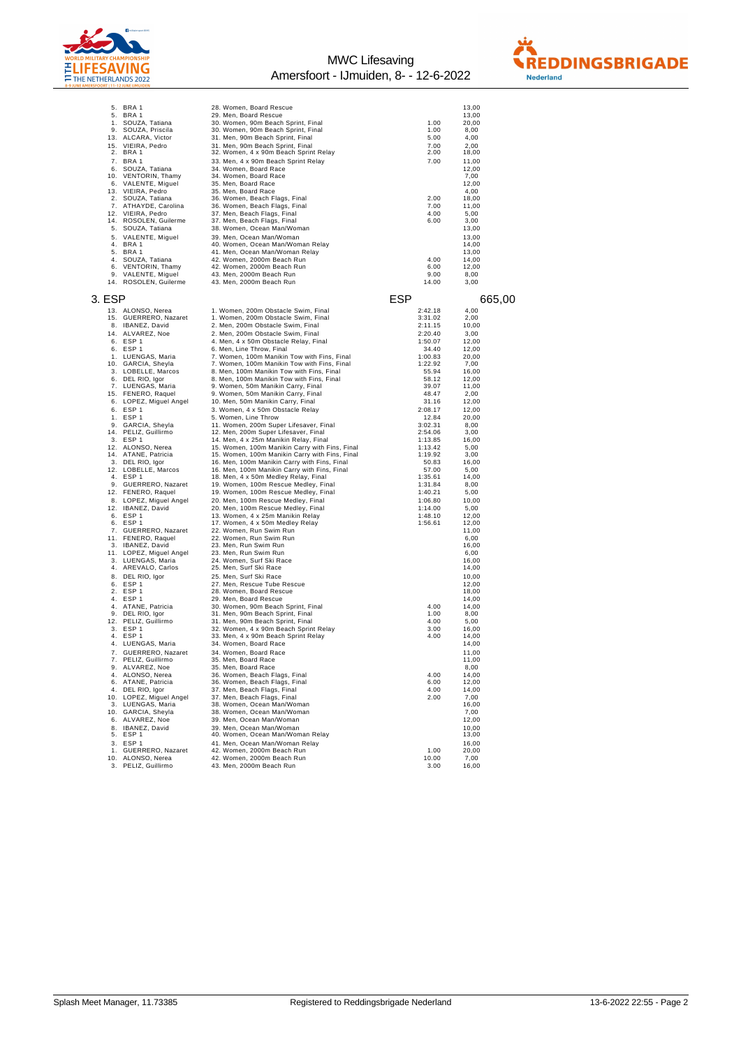| Place | Name | Event | Time | Points |
|---|---|---|---|---|
| 5. | BRA 1 | 28. Women, Board Rescue | | 13,00 |
| 5. | BRA 1 | 29. Men, Board Rescue | | 13,00 |
| 1. | SOUZA, Tatiana | 30. Women, 90m Beach Sprint, Final | 1.00 | 20,00 |
| 9. | SOUZA, Priscila | 30. Women, 90m Beach Sprint, Final | 1.00 | 8,00 |
| 13. | ALCARA, Victor | 31. Men, 90m Beach Sprint, Final | 5.00 | 4,00 |
| 15. | VIEIRA, Pedro | 31. Men, 90m Beach Sprint, Final | 7.00 | 2,00 |
| 2. | BRA 1 | 32. Women, 4 x 90m Beach Sprint Relay | 2.00 | 18,00 |
| 7. | BRA 1 | 33. Men, 4 x 90m Beach Sprint Relay | 7.00 | 11,00 |
| 6. | SOUZA, Tatiana | 34. Women, Board Race | | 12,00 |
| 10. | VENTORIN, Thamy | 34. Women, Board Race | | 7,00 |
| 6. | VALENTE, Miguel | 35. Men, Board Race | | 12,00 |
| 13. | VIEIRA, Pedro | 35. Men, Board Race | | 4,00 |
| 2. | SOUZA, Tatiana | 36. Women, Beach Flags, Final | 2.00 | 18,00 |
| 7. | ATHAYDE, Carolina | 36. Women, Beach Flags, Final | 7.00 | 11,00 |
| 12. | VIEIRA, Pedro | 37. Men, Beach Flags, Final | 4.00 | 5,00 |
| 14. | ROSOLEN, Guilerme | 37. Men, Beach Flags, Final | 6.00 | 3,00 |
| 5. | SOUZA, Tatiana | 38. Women, Ocean Man/Woman | | 13,00 |
| 5. | VALENTE, Miguel | 39. Men, Ocean Man/Woman | | 13,00 |
| 4. | BRA 1 | 40. Women, Ocean Man/Woman Relay | | 14,00 |
| 5. | BRA 1 | 41. Men, Ocean Man/Woman Relay | | 13,00 |
| 4. | SOUZA, Tatiana | 42. Women, 2000m Beach Run | 4.00 | 14,00 |
| 6. | VENTORIN, Thamy | 42. Women, 2000m Beach Run | 6.00 | 12,00 |
| 9. | VALENTE, Miguel | 43. Men, 2000m Beach Run | 9.00 | 8,00 |
| 14. | ROSOLEN, Guilerme | 43. Men, 2000m Beach Run | 14.00 | 3,00 |

## 3. ESP — ESP — 665,00

| Place | Name | Event | Time | Points |
|---|---|---|---|---|
| 13. | ALONSO, Nerea | 1. Women, 200m Obstacle Swim, Final | 2:42.18 | 4,00 |
| 15. | GUERRERO, Nazaret | 1. Women, 200m Obstacle Swim, Final | 3:31.02 | 2,00 |
| 8. | IBANEZ, David | 2. Men, 200m Obstacle Swim, Final | 2:11.15 | 10,00 |
| 14. | ALVAREZ, Noe | 2. Men, 200m Obstacle Swim, Final | 2:20.40 | 3,00 |
| 6. | ESP 1 | 4. Men, 4 x 50m Obstacle Relay, Final | 1:50.07 | 12,00 |
| 6. | ESP 1 | 6. Men, Line Throw, Final | 34.40 | 12,00 |
| 1. | LUENGAS, Maria | 7. Women, 100m Manikin Tow with Fins, Final | 1:00.83 | 20,00 |
| 10. | GARCIA, Sheyla | 7. Women, 100m Manikin Tow with Fins, Final | 1:22.92 | 7,00 |
| 3. | LOBELLE, Marcos | 8. Men, 100m Manikin Tow with Fins, Final | 55.94 | 16,00 |
| 6. | DEL RIO, Igor | 8. Men, 100m Manikin Tow with Fins, Final | 58.12 | 12,00 |
| 7. | LUENGAS, Maria | 9. Women, 50m Manikin Carry, Final | 39.07 | 11,00 |
| 15. | FENERO, Raquel | 9. Women, 50m Manikin Carry, Final | 48.47 | 2,00 |
| 6. | LOPEZ, Miguel Angel | 10. Men, 50m Manikin Carry, Final | 31.16 | 12,00 |
| 6. | ESP 1 | 3. Women, 4 x 50m Obstacle Relay | 2:08.17 | 12,00 |
| 1. | ESP 1 | 5. Women, Line Throw | 12.84 | 20,00 |
| 9. | GARCIA, Sheyla | 11. Women, 200m Super Lifesaver, Final | 3:02.31 | 8,00 |
| 14. | PELIZ, Guillirmo | 12. Men, 200m Super Lifesaver, Final | 2:54.06 | 3,00 |
| 3. | ESP 1 | 14. Men, 4 x 25m Manikin Relay, Final | 1:13.85 | 16,00 |
| 12. | ALONSO, Nerea | 15. Women, 100m Manikin Carry with Fins, Final | 1:13.42 | 5,00 |
| 14. | ATANE, Patricia | 15. Women, 100m Manikin Carry with Fins, Final | 1:19.92 | 3,00 |
| 3. | DEL RIO, Igor | 16. Men, 100m Manikin Carry with Fins, Final | 50.83 | 16,00 |
| 12. | LOBELLE, Marcos | 16. Men, 100m Manikin Carry with Fins, Final | 57.00 | 5,00 |
| 4. | ESP 1 | 18. Men, 4 x 50m Medley Relay, Final | 1:35.61 | 14,00 |
| 9. | GUERRERO, Nazaret | 19. Women, 100m Rescue Medley, Final | 1:31.84 | 8,00 |
| 12. | FENERO, Raquel | 19. Women, 100m Rescue Medley, Final | 1:40.21 | 5,00 |
| 8. | LOPEZ, Miguel Angel | 20. Men, 100m Rescue Medley, Final | 1:06.80 | 10,00 |
| 12. | IBANEZ, David | 20. Men, 100m Rescue Medley, Final | 1:14.00 | 5,00 |
| 6. | ESP 1 | 13. Women, 4 x 25m Manikin Relay | 1:48.10 | 12,00 |
| 6. | ESP 1 | 17. Women, 4 x 50m Medley Relay | 1:56.61 | 12,00 |
| 7. | GUERRERO, Nazaret | 22. Women, Run Swim Run | | 11,00 |
| 11. | FENERO, Raquel | 22. Women, Run Swim Run | | 6,00 |
| 3. | IBANEZ, David | 23. Men, Run Swim Run | | 16,00 |
| 11. | LOPEZ, Miguel Angel | 23. Men, Run Swim Run | | 6,00 |
| 3. | LUENGAS, Maria | 24. Women, Surf Ski Race | | 16,00 |
| 4. | AREVALO, Carlos | 25. Men, Surf Ski Race | | 14,00 |
| 8. | DEL RIO, Igor | 25. Men, Surf Ski Race | | 10,00 |
| 6. | ESP 1 | 27. Men, Rescue Tube Rescue | | 12,00 |
| 2. | ESP 1 | 28. Women, Board Rescue | | 18,00 |
| 4. | ESP 1 | 29. Men, Board Rescue | | 14,00 |
| 4. | ATANE, Patricia | 30. Women, 90m Beach Sprint, Final | 4.00 | 14,00 |
| 9. | DEL RIO, Igor | 31. Men, 90m Beach Sprint, Final | 1.00 | 8,00 |
| 12. | PELIZ, Guillirmo | 31. Men, 90m Beach Sprint, Final | 4.00 | 5,00 |
| 3. | ESP 1 | 32. Women, 4 x 90m Beach Sprint Relay | 3.00 | 16,00 |
| 4. | ESP 1 | 33. Men, 4 x 90m Beach Sprint Relay | 4.00 | 14,00 |
| 4. | LUENGAS, Maria | 34. Women, Board Race | | 14,00 |
| 7. | GUERRERO, Nazaret | 34. Women, Board Race | | 11,00 |
| 7. | PELIZ, Guillirmo | 35. Men, Board Race | | 11,00 |
| 9. | ALVAREZ, Noe | 35. Men, Board Race | | 8,00 |
| 4. | ALONSO, Nerea | 36. Women, Beach Flags, Final | 4.00 | 14,00 |
| 6. | ATANE, Patricia | 36. Women, Beach Flags, Final | 6.00 | 12,00 |
| 4. | DEL RIO, Igor | 37. Men, Beach Flags, Final | 4.00 | 14,00 |
| 10. | LOPEZ, Miguel Angel | 37. Men, Beach Flags, Final | 2.00 | 7,00 |
| 3. | LUENGAS, Maria | 38. Women, Ocean Man/Woman | | 16,00 |
| 10. | GARCIA, Sheyla | 38. Women, Ocean Man/Woman | | 7,00 |
| 6. | ALVAREZ, Noe | 39. Men, Ocean Man/Woman | | 12,00 |
| 8. | IBANEZ, David | 39. Men, Ocean Man/Woman | | 10,00 |
| 5. | ESP 1 | 40. Women, Ocean Man/Woman Relay | | 13,00 |
| 3. | ESP 1 | 41. Men, Ocean Man/Woman Relay | | 16,00 |
| 1. | GUERRERO, Nazaret | 42. Women, 2000m Beach Run | 1.00 | 20,00 |
| 10. | ALONSO, Nerea | 42. Women, 2000m Beach Run | 10.00 | 7,00 |
| 3. | PELIZ, Guillirmo | 43. Men, 2000m Beach Run | 3.00 | 16,00 |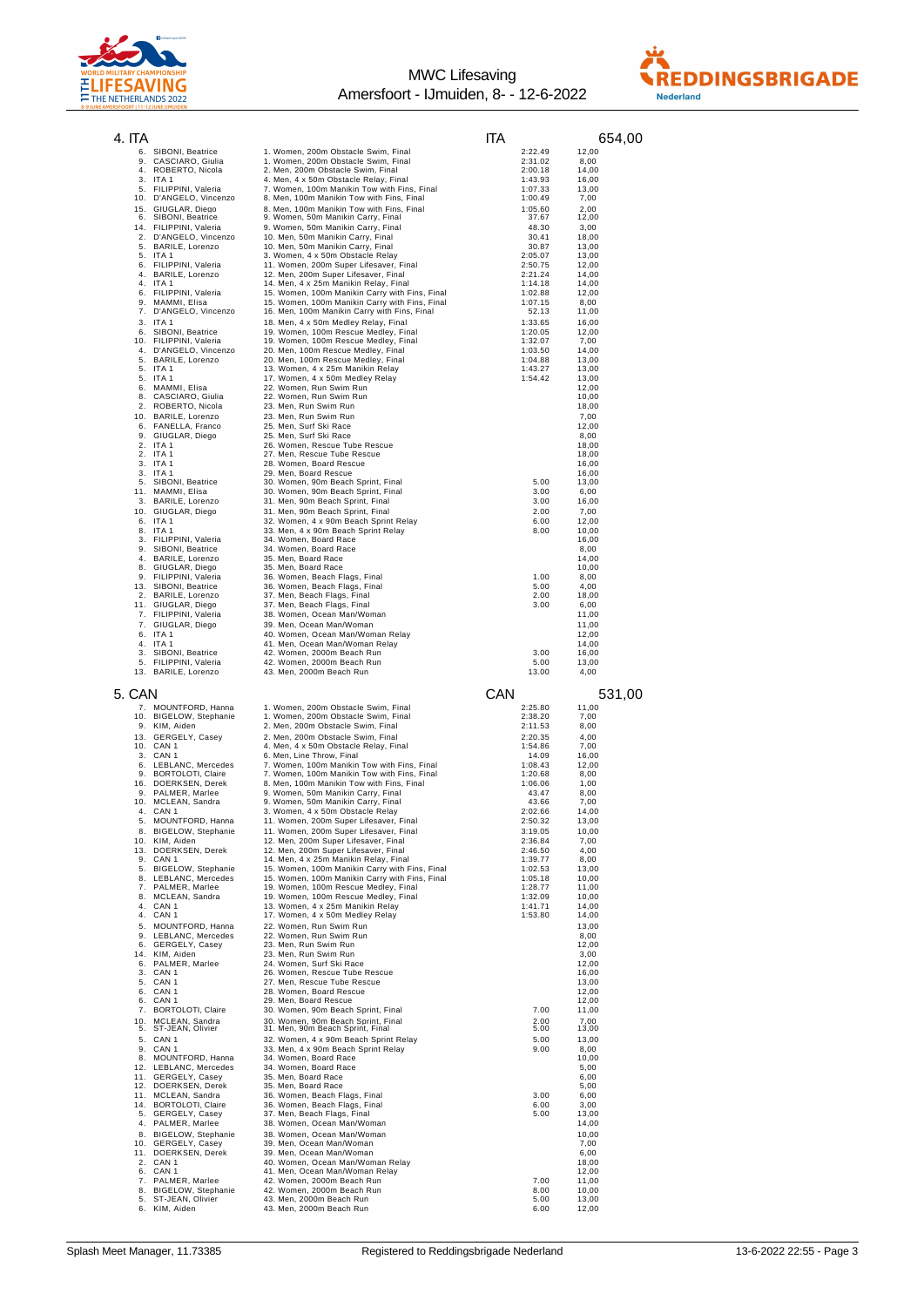## 4. ITA

ITA 654,00

| Place | Name | Event | Result | Points |
|---|---|---|---|---|
| 6. | SIBONI, Beatrice | 1. Women, 200m Obstacle Swim, Final | 2:22.49 | 12,00 |
| 9. | CASCIARO, Giulia | 1. Women, 200m Obstacle Swim, Final | 2:31.02 | 8,00 |
| 4. | ROBERTO, Nicola | 2. Men, 200m Obstacle Swim, Final | 2:00.18 | 14,00 |
| 3. | ITA 1 | 4. Men, 4 x 50m Obstacle Relay, Final | 1:43.93 | 16,00 |
| 5. | FILIPPINI, Valeria | 7. Women, 100m Manikin Tow with Fins, Final | 1:07.33 | 13,00 |
| 10. | D'ANGELO, Vincenzo | 8. Men, 100m Manikin Tow with Fins, Final | 1:00.49 | 7,00 |
| 15. | GIUGLAR, Diego | 8. Men, 100m Manikin Tow with Fins, Final | 1:05.60 | 2,00 |
| 6. | SIBONI, Beatrice | 9. Women, 50m Manikin Carry, Final | 37.67 | 12,00 |
| 14. | FILIPPINI, Valeria | 9. Women, 50m Manikin Carry, Final | 48.30 | 3,00 |
| 2. | D'ANGELO, Vincenzo | 10. Men, 50m Manikin Carry, Final | 30.41 | 18,00 |
| 5. | BARILE, Lorenzo | 10. Men, 50m Manikin Carry, Final | 30.87 | 13,00 |
| 5. | ITA 1 | 3. Women, 4 x 50m Obstacle Relay | 2:05.07 | 13,00 |
| 6. | FILIPPINI, Valeria | 11. Women, 200m Super Lifesaver, Final | 2:50.75 | 12,00 |
| 4. | BARILE, Lorenzo | 12. Men, 200m Super Lifesaver, Final | 2:21.24 | 14,00 |
| 4. | ITA 1 | 14. Men, 4 x 25m Manikin Relay, Final | 1:14.18 | 14,00 |
| 6. | FILIPPINI, Valeria | 15. Women, 100m Manikin Carry with Fins, Final | 1:02.88 | 12,00 |
| 9. | MAMMI, Elisa | 15. Women, 100m Manikin Carry with Fins, Final | 1:07.15 | 8,00 |
| 7. | D'ANGELO, Vincenzo | 16. Men, 100m Manikin Carry with Fins, Final | 52.13 | 11,00 |
| 3. | ITA 1 | 18. Men, 4 x 50m Medley Relay, Final | 1:33.65 | 16,00 |
| 6. | SIBONI, Beatrice | 19. Women, 100m Rescue Medley, Final | 1:20.05 | 12,00 |
| 10. | FILIPPINI, Valeria | 19. Women, 100m Rescue Medley, Final | 1:32.07 | 7,00 |
| 4. | D'ANGELO, Vincenzo | 20. Men, 100m Rescue Medley, Final | 1:03.50 | 14,00 |
| 5. | BARILE, Lorenzo | 20. Men, 100m Rescue Medley, Final | 1:04.88 | 13,00 |
| 5. | ITA 1 | 13. Women, 4 x 25m Manikin Relay | 1:43.27 | 13,00 |
| 5. | ITA 1 | 17. Women, 4 x 50m Medley Relay | 1:54.42 | 13,00 |
| 6. | MAMMI, Elisa | 22. Women, Run Swim Run | | 12,00 |
| 8. | CASCIARO, Giulia | 22. Women, Run Swim Run | | 10,00 |
| 2. | ROBERTO, Nicola | 23. Men, Run Swim Run | | 18,00 |
| 10. | BARILE, Lorenzo | 23. Men, Run Swim Run | | 7,00 |
| 6. | FANELLA, Franco | 25. Men, Surf Ski Race | | 12,00 |
| 9. | GIUGLAR, Diego | 25. Men, Surf Ski Race | | 8,00 |
| 2. | ITA 1 | 26. Women, Rescue Tube Rescue | | 18,00 |
| 2. | ITA 1 | 27. Men, Rescue Tube Rescue | | 18,00 |
| 3. | ITA 1 | 28. Women, Board Rescue | | 16,00 |
| 3. | ITA 1 | 29. Men, Board Rescue | | 16,00 |
| 5. | SIBONI, Beatrice | 30. Women, 90m Beach Sprint, Final | 5.00 | 13,00 |
| 11. | MAMMI, Elisa | 30. Women, 90m Beach Sprint, Final | 3.00 | 6,00 |
| 3. | BARILE, Lorenzo | 31. Men, 90m Beach Sprint, Final | 3.00 | 16,00 |
| 10. | GIUGLAR, Diego | 31. Men, 90m Beach Sprint, Final | 2.00 | 7,00 |
| 6. | ITA 1 | 32. Women, 4 x 90m Beach Sprint Relay | 6.00 | 12,00 |
| 8. | ITA 1 | 33. Men, 4 x 90m Beach Sprint Relay | 8.00 | 10,00 |
| 3. | FILIPPINI, Valeria | 34. Women, Board Race | | 16,00 |
| 9. | SIBONI, Beatrice | 34. Women, Board Race | | 8,00 |
| 4. | BARILE, Lorenzo | 35. Men, Board Race | | 14,00 |
| 8. | GIUGLAR, Diego | 35. Men, Board Race | | 10,00 |
| 9. | FILIPPINI, Valeria | 36. Women, Beach Flags, Final | 1.00 | 8,00 |
| 13. | SIBONI, Beatrice | 36. Women, Beach Flags, Final | 5.00 | 4,00 |
| 2. | BARILE, Lorenzo | 37. Men, Beach Flags, Final | 2.00 | 18,00 |
| 11. | GIUGLAR, Diego | 37. Men, Beach Flags, Final | 3.00 | 6,00 |
| 7. | FILIPPINI, Valeria | 38. Women, Ocean Man/Woman | | 11,00 |
| 7. | GIUGLAR, Diego | 39. Men, Ocean Man/Woman | | 11,00 |
| 6. | ITA 1 | 40. Women, Ocean Man/Woman Relay | | 12,00 |
| 4. | ITA 1 | 41. Men, Ocean Man/Woman Relay | | 14,00 |
| 3. | SIBONI, Beatrice | 42. Women, 2000m Beach Run | 3.00 | 16,00 |
| 5. | FILIPPINI, Valeria | 42. Women, 2000m Beach Run | 5.00 | 13,00 |
| 13. | BARILE, Lorenzo | 43. Men, 2000m Beach Run | 13.00 | 4,00 |

## 5. CAN

CAN 531,00

| Place | Name | Event | Result | Points |
|---|---|---|---|---|
| 7. | MOUNTFORD, Hanna | 1. Women, 200m Obstacle Swim, Final | 2:25.80 | 11,00 |
| 10. | BIGELOW, Stephanie | 1. Women, 200m Obstacle Swim, Final | 2:38.20 | 7,00 |
| 9. | KIM, Aiden | 2. Men, 200m Obstacle Swim, Final | 2:11.53 | 8,00 |
| 13. | GERGELY, Casey | 2. Men, 200m Obstacle Swim, Final | 2:20.35 | 4,00 |
| 10. | CAN 1 | 4. Men, 4 x 50m Obstacle Relay, Final | 1:54.86 | 7,00 |
| 3. | CAN 1 | 6. Men, Line Throw, Final | 14.09 | 16,00 |
| 6. | LEBLANC, Mercedes | 7. Women, 100m Manikin Tow with Fins, Final | 1:08.43 | 12,00 |
| 9. | BORTOLOTI, Claire | 7. Women, 100m Manikin Tow with Fins, Final | 1:20.68 | 8,00 |
| 16. | DOERKSEN, Derek | 8. Men, 100m Manikin Tow with Fins, Final | 1:06.06 | 1,00 |
| 9. | PALMER, Marlee | 9. Women, 50m Manikin Carry, Final | 43.47 | 8,00 |
| 10. | MCLEAN, Sandra | 9. Women, 50m Manikin Carry, Final | 43.66 | 7,00 |
| 4. | CAN 1 | 3. Women, 4 x 50m Obstacle Relay | 2:02.66 | 14,00 |
| 5. | MOUNTFORD, Hanna | 11. Women, 200m Super Lifesaver, Final | 2:50.32 | 13,00 |
| 8. | BIGELOW, Stephanie | 11. Women, 200m Super Lifesaver, Final | 3:19.05 | 10,00 |
| 10. | KIM, Aiden | 12. Men, 200m Super Lifesaver, Final | 2:36.84 | 7,00 |
| 13. | DOERKSEN, Derek | 12. Men, 200m Super Lifesaver, Final | 2:46.50 | 4,00 |
| 9. | CAN 1 | 14. Men, 4 x 25m Manikin Relay, Final | 1:39.77 | 8,00 |
| 5. | BIGELOW, Stephanie | 15. Women, 100m Manikin Carry with Fins, Final | 1:02.53 | 13,00 |
| 8. | LEBLANC, Mercedes | 15. Women, 100m Manikin Carry with Fins, Final | 1:05.18 | 10,00 |
| 7. | PALMER, Marlee | 19. Women, 100m Rescue Medley, Final | 1:28.77 | 11,00 |
| 8. | MCLEAN, Sandra | 19. Women, 100m Rescue Medley, Final | 1:32.09 | 10,00 |
| 4. | CAN 1 | 13. Women, 4 x 25m Manikin Relay | 1:41.71 | 14,00 |
| 4. | CAN 1 | 17. Women, 4 x 50m Medley Relay | 1:53.80 | 14,00 |
| 5. | MOUNTFORD, Hanna | 22. Women, Run Swim Run | | 13,00 |
| 9. | LEBLANC, Mercedes | 22. Women, Run Swim Run | | 8,00 |
| 6. | GERGELY, Casey | 23. Men, Run Swim Run | | 12,00 |
| 14. | KIM, Aiden | 23. Men, Run Swim Run | | 3,00 |
| 6. | PALMER, Marlee | 24. Women, Surf Ski Race | | 12,00 |
| 3. | CAN 1 | 26. Women, Rescue Tube Rescue | | 16,00 |
| 5. | CAN 1 | 27. Men, Rescue Tube Rescue | | 13,00 |
| 6. | CAN 1 | 28. Women, Board Rescue | | 12,00 |
| 6. | CAN 1 | 29. Men, Board Rescue | | 12,00 |
| 7. | BORTOLOTI, Claire | 30. Women, 90m Beach Sprint, Final | 7.00 | 11,00 |
| 10. | MCLEAN, Sandra | 30. Women, 90m Beach Sprint, Final | 2.00 | 7,00 |
| 5. | ST-JEAN, Olivier | 31. Men, 90m Beach Sprint, Final | 5.00 | 13,00 |
| 5. | CAN 1 | 32. Women, 4 x 90m Beach Sprint Relay | 5.00 | 13,00 |
| 9. | CAN 1 | 33. Men, 4 x 90m Beach Sprint Relay | 9.00 | 8,00 |
| 8. | MOUNTFORD, Hanna | 34. Women, Board Race | | 10,00 |
| 12. | LEBLANC, Mercedes | 34. Women, Board Race | | 5,00 |
| 11. | GERGELY, Casey | 35. Men, Board Race | | 6,00 |
| 12. | DOERKSEN, Derek | 35. Men, Board Race | | 5,00 |
| 11. | MCLEAN, Sandra | 36. Women, Beach Flags, Final | 3.00 | 6,00 |
| 14. | BORTOLOTI, Claire | 36. Women, Beach Flags, Final | 6.00 | 3,00 |
| 5. | GERGELY, Casey | 37. Men, Beach Flags, Final | 5.00 | 13,00 |
| 4. | PALMER, Marlee | 38. Women, Ocean Man/Woman | | 14,00 |
| 8. | BIGELOW, Stephanie | 38. Women, Ocean Man/Woman | | 10,00 |
| 10. | GERGELY, Casey | 39. Men, Ocean Man/Woman | | 7,00 |
| 11. | DOERKSEN, Derek | 39. Men, Ocean Man/Woman | | 6,00 |
| 2. | CAN 1 | 40. Women, Ocean Man/Woman Relay | | 18,00 |
| 6. | CAN 1 | 41. Men, Ocean Man/Woman Relay | | 12,00 |
| 7. | PALMER, Marlee | 42. Women, 2000m Beach Run | 7.00 | 11,00 |
| 8. | BIGELOW, Stephanie | 42. Women, 2000m Beach Run | 8.00 | 10,00 |
| 5. | ST-JEAN, Olivier | 43. Men, 2000m Beach Run | 5.00 | 13,00 |
| 6. | KIM, Aiden | 43. Men, 2000m Beach Run | 6.00 | 12,00 |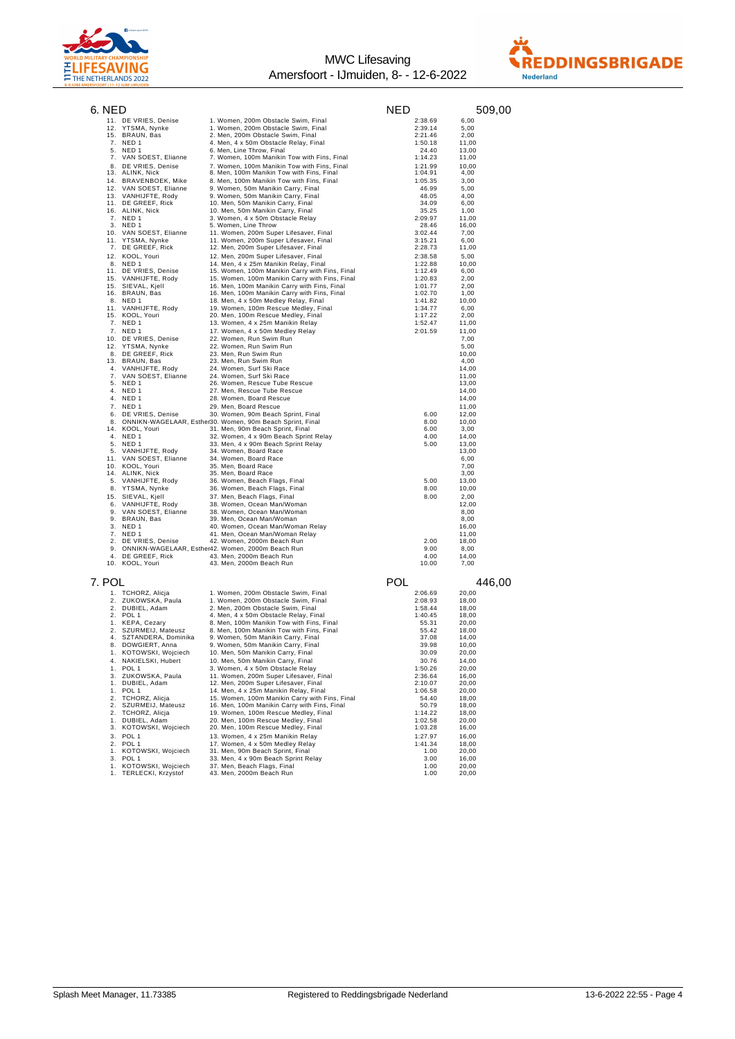MWC Lifesaving
Amersfoort - IJmuiden, 8- - 12-6-2022

## 6. NED — NED — 509,00

| Place | Name | Event | Result | Points |
|---|---|---|---|---|
| 11. | DE VRIES, Denise | 1. Women, 200m Obstacle Swim, Final | 2:38.69 | 6,00 |
| 12. | YTSMA, Nynke | 1. Women, 200m Obstacle Swim, Final | 2:39.14 | 5,00 |
| 15. | BRAUN, Bas | 2. Men, 200m Obstacle Swim, Final | 2:21.46 | 2,00 |
| 7. | NED 1 | 4. Men, 4 x 50m Obstacle Relay, Final | 1:50.18 | 11,00 |
| 5. | NED 1 | 6. Men, Line Throw, Final | 24.40 | 13,00 |
| 7. | VAN SOEST, Elianne | 7. Women, 100m Manikin Tow with Fins, Final | 1:14.23 | 11,00 |
| 8. | DE VRIES, Denise | 7. Women, 100m Manikin Tow with Fins, Final | 1:21.99 | 10,00 |
| 13. | ALINK, Nick | 8. Men, 100m Manikin Tow with Fins, Final | 1:04.91 | 4,00 |
| 14. | BRAVENBOEK, Mike | 8. Men, 100m Manikin Tow with Fins, Final | 1:05.35 | 3,00 |
| 12. | VAN SOEST, Elianne | 9. Women, 50m Manikin Carry, Final | 46.99 | 5,00 |
| 13. | VANHIJFTE, Rody | 9. Women, 50m Manikin Carry, Final | 48.05 | 4,00 |
| 11. | DE GREEF, Rick | 10. Men, 50m Manikin Carry, Final | 34.09 | 6,00 |
| 16. | ALINK, Nick | 10. Men, 50m Manikin Carry, Final | 35.25 | 1,00 |
| 7. | NED 1 | 3. Women, 4 x 50m Obstacle Relay | 2:09.97 | 11,00 |
| 3. | NED 1 | 5. Women, Line Throw | 28.46 | 16,00 |
| 10. | VAN SOEST, Elianne | 11. Women, 200m Super Lifesaver, Final | 3:02.44 | 7,00 |
| 11. | YTSMA, Nynke | 11. Women, 200m Super Lifesaver, Final | 3:15.21 | 6,00 |
| 7. | DE GREEF, Rick | 12. Men, 200m Super Lifesaver, Final | 2:28.73 | 11,00 |
| 12. | KOOL, Youri | 12. Men, 200m Super Lifesaver, Final | 2:38.58 | 5,00 |
| 8. | NED 1 | 14. Men, 4 x 25m Manikin Relay, Final | 1:22.88 | 10,00 |
| 11. | DE VRIES, Denise | 15. Women, 100m Manikin Carry with Fins, Final | 1:12.49 | 6,00 |
| 15. | VANHIJFTE, Rody | 15. Women, 100m Manikin Carry with Fins, Final | 1:20.83 | 2,00 |
| 15. | SIEVAL, Kjell | 16. Men, 100m Manikin Carry with Fins, Final | 1:01.77 | 2,00 |
| 16. | BRAUN, Bas | 16. Men, 100m Manikin Carry with Fins, Final | 1:02.70 | 1,00 |
| 8. | NED 1 | 18. Men, 4 x 50m Medley Relay, Final | 1:41.82 | 10,00 |
| 11. | VANHIJFTE, Rody | 19. Women, 100m Rescue Medley, Final | 1:34.77 | 6,00 |
| 15. | KOOL, Youri | 20. Men, 100m Rescue Medley, Final | 1:17.22 | 2,00 |
| 7. | NED 1 | 13. Women, 4 x 25m Manikin Relay | 1:52.47 | 11,00 |
| 7. | NED 1 | 17. Women, 4 x 50m Medley Relay | 2:01.59 | 11,00 |
| 10. | DE VRIES, Denise | 22. Women, Run Swim Run | | 7,00 |
| 12. | YTSMA, Nynke | 22. Women, Run Swim Run | | 5,00 |
| 8. | DE GREEF, Rick | 23. Men, Run Swim Run | | 10,00 |
| 13. | BRAUN, Bas | 23. Men, Run Swim Run | | 4,00 |
| 4. | VANHIJFTE, Rody | 24. Women, Surf Ski Race | | 14,00 |
| 7. | VAN SOEST, Elianne | 24. Women, Surf Ski Race | | 11,00 |
| 5. | NED 1 | 26. Women, Rescue Tube Rescue | | 13,00 |
| 4. | NED 1 | 27. Men, Rescue Tube Rescue | | 14,00 |
| 4. | NED 1 | 28. Women, Board Rescue | | 14,00 |
| 7. | NED 1 | 29. Men, Board Rescue | | 11,00 |
| 6. | DE VRIES, Denise | 30. Women, 90m Beach Sprint, Final | 6.00 | 12,00 |
| 8. | ONNIKN-WAGELAAR, Esther | 30. Women, 90m Beach Sprint, Final | 8.00 | 10,00 |
| 14. | KOOL, Youri | 31. Men, 90m Beach Sprint, Final | 6.00 | 3,00 |
| 4. | NED 1 | 32. Women, 4 x 90m Beach Sprint Relay | 4.00 | 14,00 |
| 5. | NED 1 | 33. Men, 4 x 90m Beach Sprint Relay | 5.00 | 13,00 |
| 5. | VANHIJFTE, Rody | 34. Women, Board Race | | 13,00 |
| 11. | VAN SOEST, Elianne | 34. Women, Board Race | | 6,00 |
| 10. | KOOL, Youri | 35. Men, Board Race | | 7,00 |
| 14. | ALINK, Nick | 35. Men, Board Race | | 3,00 |
| 5. | VANHIJFTE, Rody | 36. Women, Beach Flags, Final | 5.00 | 13,00 |
| 8. | YTSMA, Nynke | 36. Women, Beach Flags, Final | 8.00 | 10,00 |
| 15. | SIEVAL, Kjell | 37. Men, Beach Flags, Final | 8.00 | 2,00 |
| 6. | VANHIJFTE, Rody | 38. Women, Ocean Man/Woman | | 12,00 |
| 9. | VAN SOEST, Elianne | 38. Women, Ocean Man/Woman | | 8,00 |
| 9. | BRAUN, Bas | 39. Men, Ocean Man/Woman | | 8,00 |
| 3. | NED 1 | 40. Women, Ocean Man/Woman Relay | | 16,00 |
| 7. | NED 1 | 41. Men, Ocean Man/Woman Relay | | 11,00 |
| 2. | DE VRIES, Denise | 42. Women, 2000m Beach Run | 2.00 | 18,00 |
| 9. | ONNIKN-WAGELAAR, Esther | 42. Women, 2000m Beach Run | 9.00 | 8,00 |
| 4. | DE GREEF, Rick | 43. Men, 2000m Beach Run | 4.00 | 14,00 |
| 10. | KOOL, Youri | 43. Men, 2000m Beach Run | 10.00 | 7,00 |

## 7. POL — POL — 446,00

| Place | Name | Event | Result | Points |
|---|---|---|---|---|
| 1. | TCHORZ, Alicja | 1. Women, 200m Obstacle Swim, Final | 2:06.69 | 20,00 |
| 2. | ZUKOWSKA, Paula | 1. Women, 200m Obstacle Swim, Final | 2:08.93 | 18,00 |
| 2. | DUBIEL, Adam | 2. Men, 200m Obstacle Swim, Final | 1:58.44 | 18,00 |
| 2. | POL 1 | 4. Men, 4 x 50m Obstacle Relay, Final | 1:40.45 | 18,00 |
| 1. | KEPA, Cezary | 8. Men, 100m Manikin Tow with Fins, Final | 55.31 | 20,00 |
| 2. | SZURMEIJ, Mateusz | 8. Men, 100m Manikin Tow with Fins, Final | 55.42 | 18,00 |
| 4. | SZTANDERA, Dominika | 9. Women, 50m Manikin Carry, Final | 37.08 | 14,00 |
| 8. | DOWGIERT, Anna | 9. Women, 50m Manikin Carry, Final | 39.98 | 10,00 |
| 1. | KOTOWSKI, Wojciech | 10. Men, 50m Manikin Carry, Final | 30.09 | 20,00 |
| 4. | NAKIELSKI, Hubert | 10. Men, 50m Manikin Carry, Final | 30.76 | 14,00 |
| 1. | POL 1 | 3. Women, 4 x 50m Obstacle Relay | 1:50.26 | 20,00 |
| 3. | ZUKOWSKA, Paula | 11. Women, 200m Super Lifesaver, Final | 2:36.64 | 16,00 |
| 1. | DUBIEL, Adam | 12. Men, 200m Super Lifesaver, Final | 2:10.07 | 20,00 |
| 1. | POL 1 | 14. Men, 4 x 25m Manikin Relay, Final | 1:06.58 | 20,00 |
| 2. | TCHORZ, Alicja | 15. Women, 100m Manikin Carry with Fins, Final | 54.40 | 18,00 |
| 2. | SZURMEIJ, Mateusz | 16. Men, 100m Manikin Carry with Fins, Final | 50.79 | 18,00 |
| 2. | TCHORZ, Alicja | 19. Women, 100m Rescue Medley, Final | 1:14.22 | 18,00 |
| 1. | DUBIEL, Adam | 20. Men, 100m Rescue Medley, Final | 1:02.58 | 20,00 |
| 3. | KOTOWSKI, Wojciech | 20. Men, 100m Rescue Medley, Final | 1:03.28 | 16,00 |
| 3. | POL 1 | 13. Women, 4 x 25m Manikin Relay | 1:27.97 | 16,00 |
| 2. | POL 1 | 17. Women, 4 x 50m Medley Relay | 1:41.34 | 18,00 |
| 1. | KOTOWSKI, Wojciech | 31. Men, 90m Beach Sprint, Final | 1.00 | 20,00 |
| 3. | POL 1 | 33. Men, 4 x 90m Beach Sprint Relay | 3.00 | 16,00 |
| 1. | KOTOWSKI, Wojciech | 37. Men, Beach Flags, Final | 1.00 | 20,00 |
| 1. | TERLECKI, Krzystof | 43. Men, 2000m Beach Run | 1.00 | 20,00 |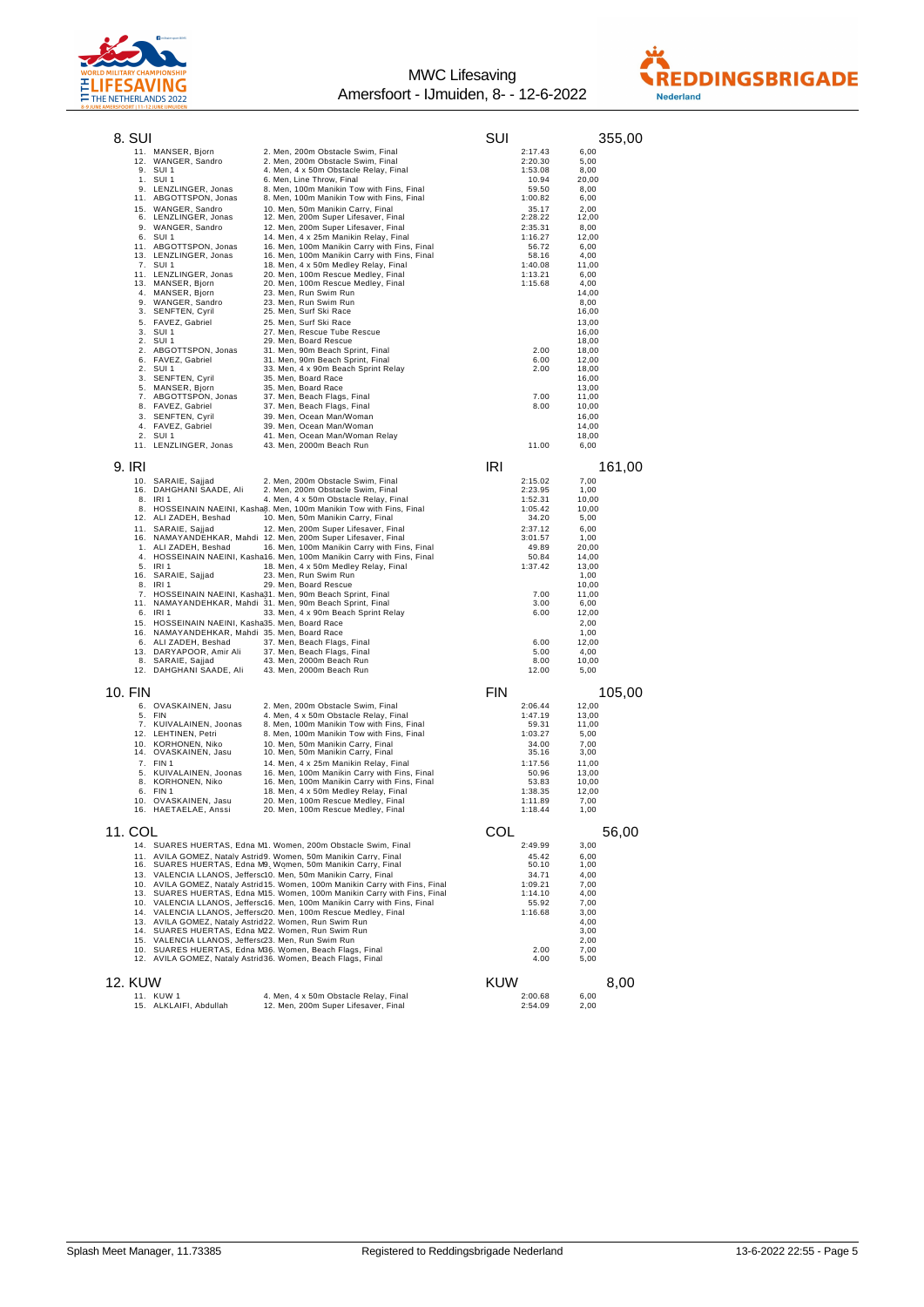## 8. SUI — SUI — 355,00

| | | | | |
|---|---|---|---|---|
| 11. | MANSER, Bjorn | 2. Men, 200m Obstacle Swim, Final | 2:17.43 | 6,00 |
| 12. | WANGER, Sandro | 2. Men, 200m Obstacle Swim, Final | 2:20.30 | 5,00 |
| 9. | SUI 1 | 4. Men, 4 x 50m Obstacle Relay, Final | 1:53.08 | 8,00 |
| 1. | SUI 1 | 6. Men, Line Throw, Final | 10.94 | 20,00 |
| 9. | LENZLINGER, Jonas | 8. Men, 100m Manikin Tow with Fins, Final | 59.50 | 8,00 |
| 11. | ABGOTTSPON, Jonas | 8. Men, 100m Manikin Tow with Fins, Final | 1:00.82 | 6,00 |
| 15. | WANGER, Sandro | 10. Men, 50m Manikin Carry, Final | 35.17 | 2,00 |
| 6. | LENZLINGER, Jonas | 12. Men, 200m Super Lifesaver, Final | 2:28.22 | 12,00 |
| 9. | WANGER, Sandro | 12. Men, 200m Super Lifesaver, Final | 2:35.31 | 8,00 |
| 6. | SUI 1 | 14. Men, 4 x 25m Manikin Relay, Final | 1:16.27 | 12,00 |
| 11. | ABGOTTSPON, Jonas | 16. Men, 100m Manikin Carry with Fins, Final | 56.72 | 6,00 |
| 13. | LENZLINGER, Jonas | 16. Men, 100m Manikin Carry with Fins, Final | 58.16 | 4,00 |
| 7. | SUI 1 | 18. Men, 4 x 50m Medley Relay, Final | 1:40.08 | 11,00 |
| 11. | LENZLINGER, Jonas | 20. Men, 100m Rescue Medley, Final | 1:13.21 | 6,00 |
| 13. | MANSER, Bjorn | 20. Men, 100m Rescue Medley, Final | 1:15.68 | 4,00 |
| 4. | MANSER, Bjorn | 23. Men, Run Swim Run | | 14,00 |
| 9. | WANGER, Sandro | 23. Men, Run Swim Run | | 8,00 |
| 3. | SENFTEN, Cyril | 25. Men, Surf Ski Race | | 16,00 |
| 5. | FAVEZ, Gabriel | 25. Men, Surf Ski Race | | 13,00 |
| 3. | SUI 1 | 27. Men, Rescue Tube Rescue | | 16,00 |
| 2. | SUI 1 | 29. Men, Board Rescue | | 18,00 |
| 2. | ABGOTTSPON, Jonas | 31. Men, 90m Beach Sprint, Final | 2.00 | 18,00 |
| 6. | FAVEZ, Gabriel | 31. Men, 90m Beach Sprint, Final | 6.00 | 12,00 |
| 2. | SUI 1 | 33. Men, 4 x 90m Beach Sprint Relay | 2.00 | 18,00 |
| 3. | SENFTEN, Cyril | 35. Men, Board Race | | 16,00 |
| 5. | MANSER, Bjorn | 35. Men, Board Race | | 13,00 |
| 7. | ABGOTTSPON, Jonas | 37. Men, Beach Flags, Final | 7.00 | 11,00 |
| 8. | FAVEZ, Gabriel | 37. Men, Beach Flags, Final | 8.00 | 10,00 |
| 3. | SENFTEN, Cyril | 39. Men, Ocean Man/Woman | | 16,00 |
| 4. | FAVEZ, Gabriel | 39. Men, Ocean Man/Woman | | 14,00 |
| 2. | SUI 1 | 41. Men, Ocean Man/Woman Relay | | 18,00 |
| 11. | LENZLINGER, Jonas | 43. Men, 2000m Beach Run | 11.00 | 6,00 |

## 9. IRI — IRI — 161,00

| | | | | |
|---|---|---|---|---|
| 10. | SARAIE, Sajjad | 2. Men, 200m Obstacle Swim, Final | 2:15.02 | 7,00 |
| 16. | DAHGHANI SAADE, Ali | 2. Men, 200m Obstacle Swim, Final | 2:23.95 | 1,00 |
| 8. | IRI 1 | 4. Men, 4 x 50m Obstacle Relay, Final | 1:52.31 | 10,00 |
| 8. | HOSSEINAIN NAEINI, Kasha | 8. Men, 100m Manikin Tow with Fins, Final | 1:05.42 | 10,00 |
| 12. | ALI ZADEH, Beshad | 10. Men, 50m Manikin Carry, Final | 34.20 | 5,00 |
| 11. | SARAIE, Sajjad | 12. Men, 200m Super Lifesaver, Final | 2:37.12 | 6,00 |
| 16. | NAMAYANDEHKAR, Mahdi | 12. Men, 200m Super Lifesaver, Final | 3:01.57 | 1,00 |
| 1. | ALI ZADEH, Beshad | 16. Men, 100m Manikin Carry with Fins, Final | 49.89 | 20,00 |
| 4. | HOSSEINAIN NAEINI, Kasha | 16. Men, 100m Manikin Carry with Fins, Final | 50.84 | 14,00 |
| 5. | IRI 1 | 18. Men, 4 x 50m Medley Relay, Final | 1:37.42 | 13,00 |
| 16. | SARAIE, Sajjad | 23. Men, Run Swim Run | | 1,00 |
| 8. | IRI 1 | 29. Men, Board Rescue | | 10,00 |
| 7. | HOSSEINAIN NAEINI, Kasha | 31. Men, 90m Beach Sprint, Final | 7.00 | 11,00 |
| 11. | NAMAYANDEHKAR, Mahdi | 31. Men, 90m Beach Sprint, Final | 3.00 | 6,00 |
| 6. | IRI 1 | 33. Men, 4 x 90m Beach Sprint Relay | 6.00 | 12,00 |
| 15. | HOSSEINAIN NAEINI, Kasha | 35. Men, Board Race | | 2,00 |
| 16. | NAMAYANDEHKAR, Mahdi | 35. Men, Board Race | | 1,00 |
| 6. | ALI ZADEH, Beshad | 37. Men, Beach Flags, Final | 6.00 | 12,00 |
| 13. | DARYAPOOR, Amir Ali | 37. Men, Beach Flags, Final | 5.00 | 4,00 |
| 8. | SARAIE, Sajjad | 43. Men, 2000m Beach Run | 8.00 | 10,00 |
| 12. | DAHGHANI SAADE, Ali | 43. Men, 2000m Beach Run | 12.00 | 5,00 |

## 10. FIN — FIN — 105,00

| | | | | |
|---|---|---|---|---|
| 6. | OVASKAINEN, Jasu | 2. Men, 200m Obstacle Swim, Final | 2:06.44 | 12,00 |
| 5. | FIN | 4. Men, 4 x 50m Obstacle Relay, Final | 1:47.19 | 13,00 |
| 7. | KUIVALAINEN, Joonas | 8. Men, 100m Manikin Tow with Fins, Final | 59.31 | 11,00 |
| 12. | LEHTINEN, Petri | 8. Men, 100m Manikin Tow with Fins, Final | 1:03.27 | 5,00 |
| 10. | KORHONEN, Niko | 10. Men, 50m Manikin Carry, Final | 34.00 | 7,00 |
| 14. | OVASKAINEN, Jasu | 10. Men, 50m Manikin Carry, Final | 35.16 | 3,00 |
| 7. | FIN 1 | 14. Men, 4 x 25m Manikin Relay, Final | 1:17.56 | 11,00 |
| 5. | KUIVALAINEN, Joonas | 16. Men, 100m Manikin Carry with Fins, Final | 50.96 | 13,00 |
| 8. | KORHONEN, Niko | 16. Men, 100m Manikin Carry with Fins, Final | 53.83 | 10,00 |
| 6. | FIN 1 | 18. Men, 4 x 50m Medley Relay, Final | 1:38.35 | 12,00 |
| 10. | OVASKAINEN, Jasu | 20. Men, 100m Rescue Medley, Final | 1:11.89 | 7,00 |
| 16. | HAETAELAE, Anssi | 20. Men, 100m Rescue Medley, Final | 1:18.44 | 1,00 |

## 11. COL — COL — 56,00

| | | | | |
|---|---|---|---|---|
| 14. | SUARES HUERTAS, Edna M | 1. Women, 200m Obstacle Swim, Final | 2:49.99 | 3,00 |
| 11. | AVILA GOMEZ, Nataly Astrid | 9. Women, 50m Manikin Carry, Final | 45.42 | 6,00 |
| 16. | SUARES HUERTAS, Edna M | 9. Women, 50m Manikin Carry, Final | 50.10 | 1,00 |
| 13. | VALENCIA LLANOS, Jeffersc | 10. Men, 50m Manikin Carry, Final | 34.71 | 4,00 |
| 10. | AVILA GOMEZ, Nataly Astrid | 15. Women, 100m Manikin Carry with Fins, Final | 1:09.21 | 7,00 |
| 13. | SUARES HUERTAS, Edna M | 15. Women, 100m Manikin Carry with Fins, Final | 1:14.10 | 4,00 |
| 10. | VALENCIA LLANOS, Jeffersc | 16. Men, 100m Manikin Carry with Fins, Final | 55.92 | 7,00 |
| 14. | VALENCIA LLANOS, Jeffersc | 20. Men, 100m Rescue Medley, Final | 1:16.68 | 3,00 |
| 13. | AVILA GOMEZ, Nataly Astrid | 22. Women, Run Swim Run | | 4,00 |
| 14. | SUARES HUERTAS, Edna M | 22. Women, Run Swim Run | | 3,00 |
| 15. | VALENCIA LLANOS, Jeffersc | 23. Men, Run Swim Run | | 2,00 |
| 10. | SUARES HUERTAS, Edna M | 36. Women, Beach Flags, Final | 2.00 | 7,00 |
| 12. | AVILA GOMEZ, Nataly Astrid | 36. Women, Beach Flags, Final | 4.00 | 5,00 |

## 12. KUW — KUW — 8,00

| | | | | |
|---|---|---|---|---|
| 11. | KUW 1 | 4. Men, 4 x 50m Obstacle Relay, Final | 2:00.68 | 6,00 |
| 15. | ALKLAIFI, Abdullah | 12. Men, 200m Super Lifesaver, Final | 2:54.09 | 2,00 |